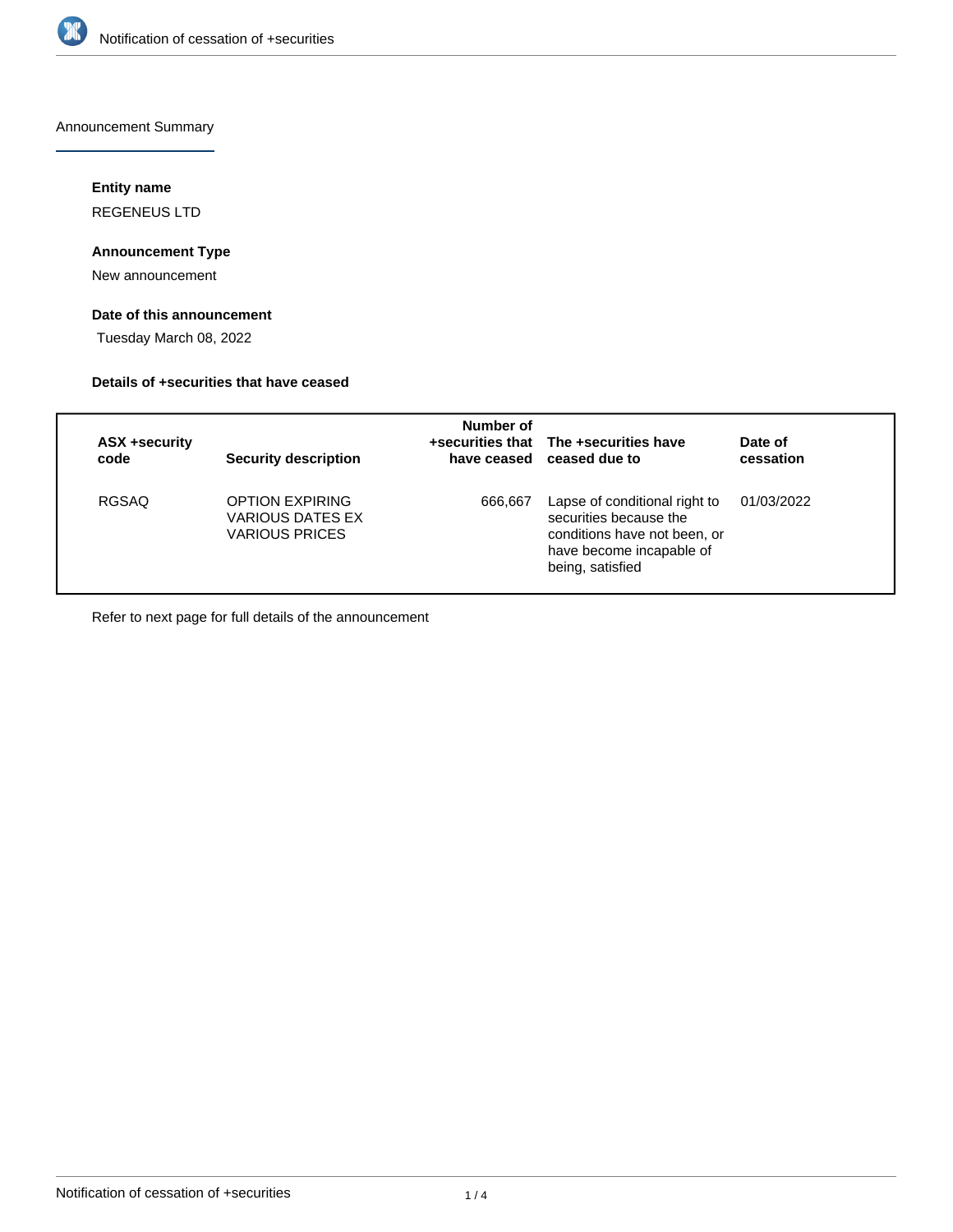Notification of cessation of +securities

## Announcement Summary

### Entity name

REGENEUS LTD

### Announcement Type

New announcement

### Date of this announcement

Tuesday March 08, 2022

### Details of +securities that have ceased

| ASX +security code | Security description | Number of +securities that have ceased | The +securities have ceased due to | Date of cessation |
|---|---|---|---|---|
| RGSAQ | OPTION EXPIRING VARIOUS DATES EX VARIOUS PRICES | 666,667 | Lapse of conditional right to securities because the conditions have not been, or have become incapable of being, satisfied | 01/03/2022 |

Refer to next page for full details of the announcement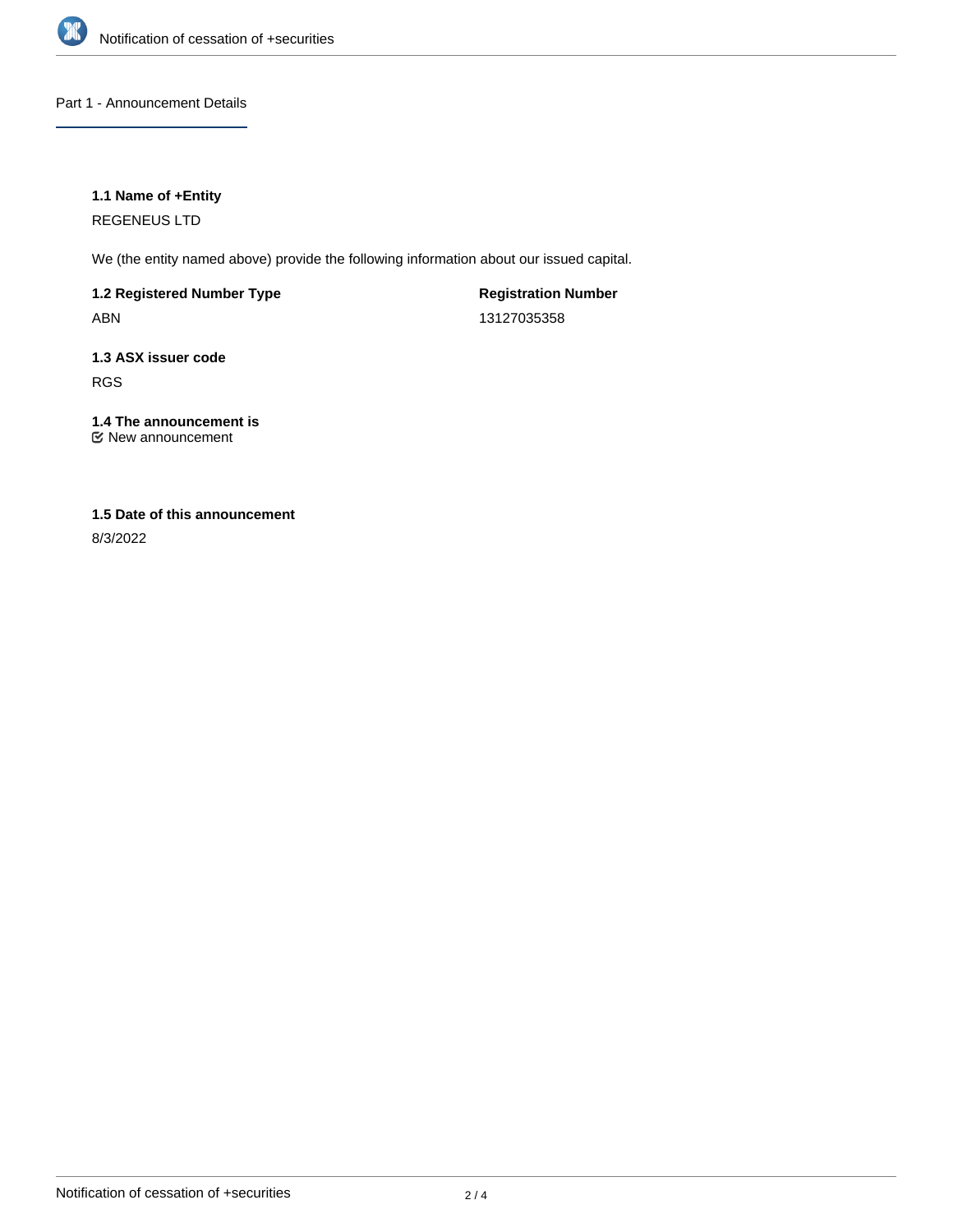Part 1 - Announcement Details

**1.1 Name of +Entity**

REGENEUS LTD

We (the entity named above) provide the following information about our issued capital.

**1.2 Registered Number Type**

ABN

**Registration Number**

13127035358

**1.3 ASX issuer code**

RGS

**1.4 The announcement is**

☑ New announcement

**1.5 Date of this announcement**

8/3/2022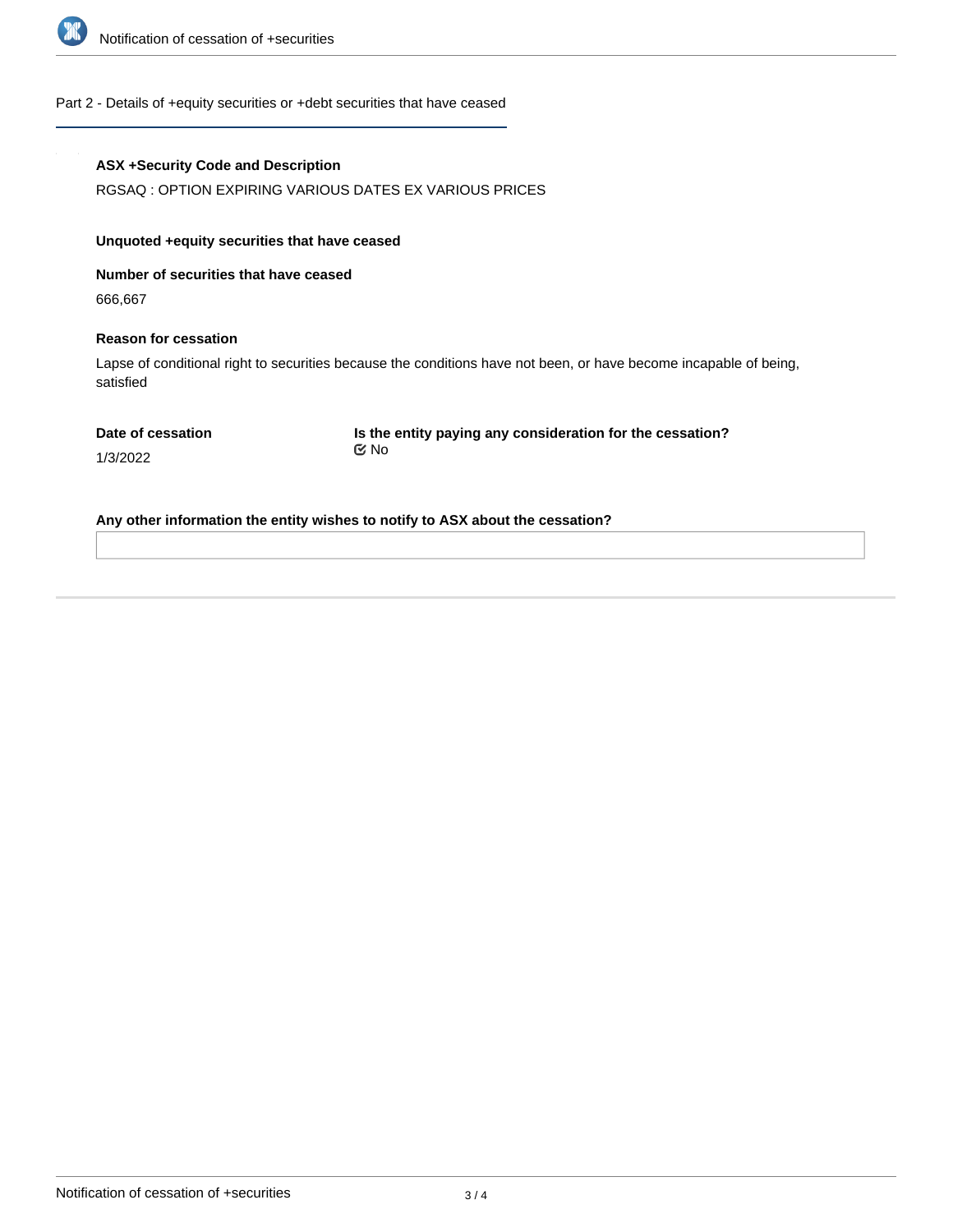## Part 2 - Details of +equity securities or +debt securities that have ceased

**ASX +Security Code and Description**

RGSAQ : OPTION EXPIRING VARIOUS DATES EX VARIOUS PRICES

**Unquoted +equity securities that have ceased**

**Number of securities that have ceased**

666,667

**Reason for cessation**

Lapse of conditional right to securities because the conditions have not been, or have become incapable of being, satisfied

**Date of cessation**

1/3/2022

**Is the entity paying any consideration for the cessation?**

No

**Any other information the entity wishes to notify to ASX about the cessation?**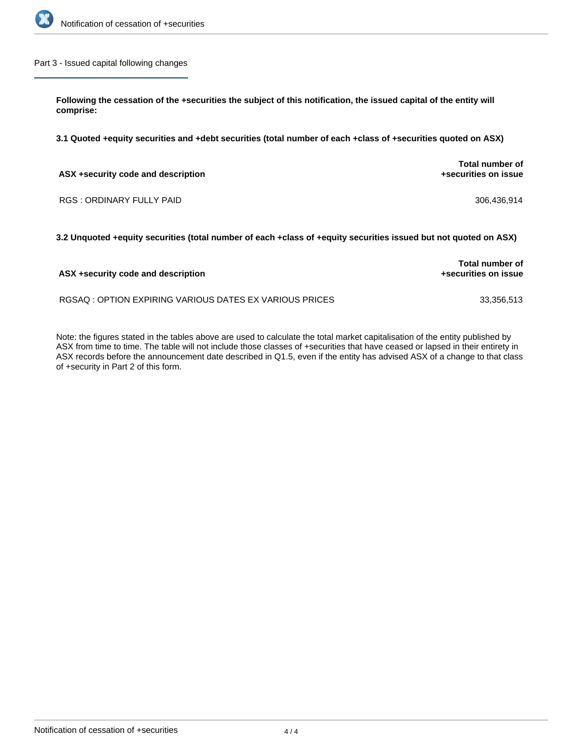## Part 3 - Issued capital following changes

**Following the cessation of the +securities the subject of this notification, the issued capital of the entity will comprise:**

**3.1 Quoted +equity securities and +debt securities (total number of each +class of +securities quoted on ASX)**

| ASX +security code and description | Total number of +securities on issue |
|---|---|
| RGS : ORDINARY FULLY PAID | 306,436,914 |

**3.2 Unquoted +equity securities (total number of each +class of +equity securities issued but not quoted on ASX)**

| ASX +security code and description | Total number of +securities on issue |
|---|---|
| RGSAQ : OPTION EXPIRING VARIOUS DATES EX VARIOUS PRICES | 33,356,513 |

Note: the figures stated in the tables above are used to calculate the total market capitalisation of the entity published by ASX from time to time. The table will not include those classes of +securities that have ceased or lapsed in their entirety in ASX records before the announcement date described in Q1.5, even if the entity has advised ASX of a change to that class of +security in Part 2 of this form.